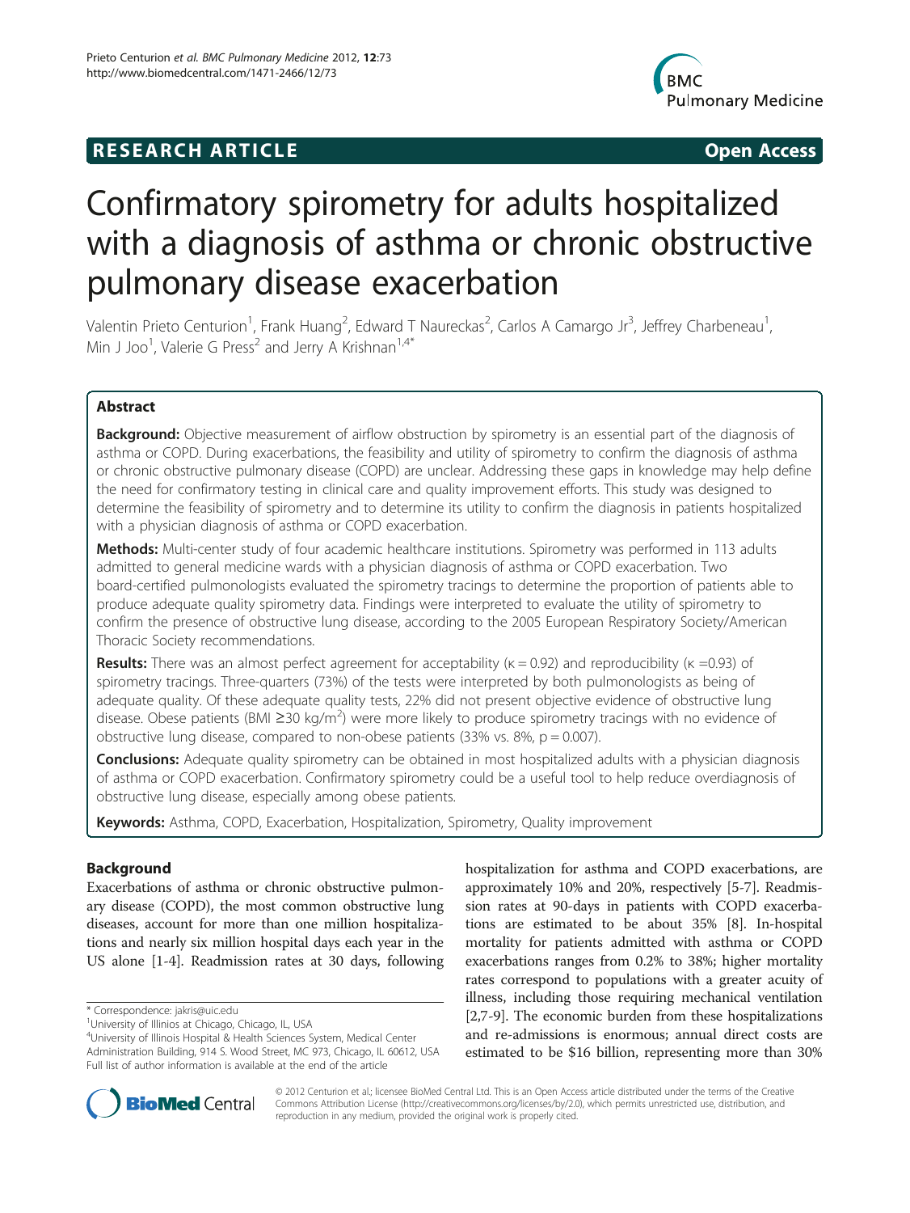RESEARCH ARTICLE Open Access

# Confirmatory spirometry for adults hospitalized with a diagnosis of asthma or chronic obstructive pulmonary disease exacerbation

Valentin Prieto Centurion[1], Frank Huang[2], Edward T Naureckas[2], Carlos A Camargo Jr[3], Jeffrey Charbeneau[1], Min J Joo[1], Valerie G Press[2] and Jerry A Krishnan[1,4*]

## Abstract

**Background:** Objective measurement of airflow obstruction by spirometry is an essential part of the diagnosis of asthma or COPD. During exacerbations, the feasibility and utility of spirometry to confirm the diagnosis of asthma or chronic obstructive pulmonary disease (COPD) are unclear. Addressing these gaps in knowledge may help define the need for confirmatory testing in clinical care and quality improvement efforts. This study was designed to determine the feasibility of spirometry and to determine its utility to confirm the diagnosis in patients hospitalized with a physician diagnosis of asthma or COPD exacerbation.

**Methods:** Multi-center study of four academic healthcare institutions. Spirometry was performed in 113 adults admitted to general medicine wards with a physician diagnosis of asthma or COPD exacerbation. Two board-certified pulmonologists evaluated the spirometry tracings to determine the proportion of patients able to produce adequate quality spirometry data. Findings were interpreted to evaluate the utility of spirometry to confirm the presence of obstructive lung disease, according to the 2005 European Respiratory Society/American Thoracic Society recommendations.

**Results:** There was an almost perfect agreement for acceptability ($\kappa = 0.92$) and reproducibility ($\kappa = 0.93$) of spirometry tracings. Three-quarters (73%) of the tests were interpreted by both pulmonologists as being of adequate quality. Of these adequate quality tests, 22% did not present objective evidence of obstructive lung disease. Obese patients (BMI $\geq 30$ kg/m$^2$) were more likely to produce spirometry tracings with no evidence of obstructive lung disease, compared to non-obese patients (33% vs. 8%, $p = 0.007$).

**Conclusions:** Adequate quality spirometry can be obtained in most hospitalized adults with a physician diagnosis of asthma or COPD exacerbation. Confirmatory spirometry could be a useful tool to help reduce overdiagnosis of obstructive lung disease, especially among obese patients.

**Keywords:** Asthma, COPD, Exacerbation, Hospitalization, Spirometry, Quality improvement

## Background

Exacerbations of asthma or chronic obstructive pulmonary disease (COPD), the most common obstructive lung diseases, account for more than one million hospitalizations and nearly six million hospital days each year in the US alone [1-4]. Readmission rates at 30 days, following hospitalization for asthma and COPD exacerbations, are approximately 10% and 20%, respectively [5-7]. Readmission rates at 90-days in patients with COPD exacerbations are estimated to be about 35% [8]. In-hospital mortality for patients admitted with asthma or COPD exacerbations ranges from 0.2% to 38%; higher mortality rates correspond to populations with a greater acuity of illness, including those requiring mechanical ventilation [2,7-9]. The economic burden from these hospitalizations and re-admissions is enormous; annual direct costs are estimated to be \$16 billion, representing more than 30%

* Correspondence: jakris@uic.edu
[1]University of Illinois at Chicago, Chicago, IL, USA
[4]University of Illinois Hospital & Health Sciences System, Medical Center Administration Building, 914 S. Wood Street, MC 973, Chicago, IL 60612, USA
Full list of author information is available at the end of the article

© 2012 Centurion et al.; licensee BioMed Central Ltd. This is an Open Access article distributed under the terms of the Creative Commons Attribution License (http://creativecommons.org/licenses/by/2.0), which permits unrestricted use, distribution, and reproduction in any medium, provided the original work is properly cited.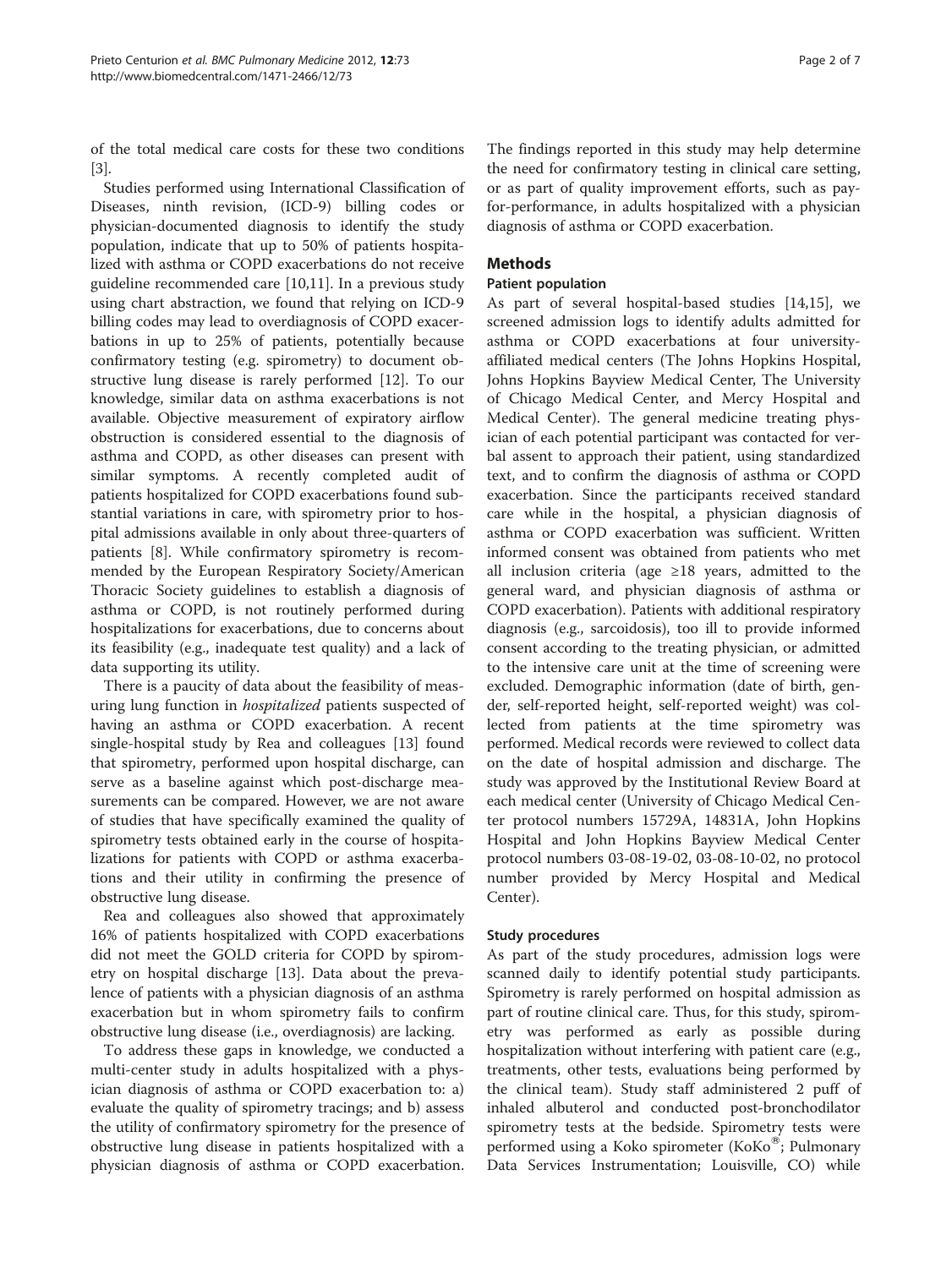of the total medical care costs for these two conditions [3].

Studies performed using International Classification of Diseases, ninth revision, (ICD-9) billing codes or physician-documented diagnosis to identify the study population, indicate that up to 50% of patients hospitalized with asthma or COPD exacerbations do not receive guideline recommended care [10,11]. In a previous study using chart abstraction, we found that relying on ICD-9 billing codes may lead to overdiagnosis of COPD exacerbations in up to 25% of patients, potentially because confirmatory testing (e.g. spirometry) to document obstructive lung disease is rarely performed [12]. To our knowledge, similar data on asthma exacerbations is not available. Objective measurement of expiratory airflow obstruction is considered essential to the diagnosis of asthma and COPD, as other diseases can present with similar symptoms. A recently completed audit of patients hospitalized for COPD exacerbations found substantial variations in care, with spirometry prior to hospital admissions available in only about three-quarters of patients [8]. While confirmatory spirometry is recommended by the European Respiratory Society/American Thoracic Society guidelines to establish a diagnosis of asthma or COPD, is not routinely performed during hospitalizations for exacerbations, due to concerns about its feasibility (e.g., inadequate test quality) and a lack of data supporting its utility.

There is a paucity of data about the feasibility of measuring lung function in *hospitalized* patients suspected of having an asthma or COPD exacerbation. A recent single-hospital study by Rea and colleagues [13] found that spirometry, performed upon hospital discharge, can serve as a baseline against which post-discharge measurements can be compared. However, we are not aware of studies that have specifically examined the quality of spirometry tests obtained early in the course of hospitalizations for patients with COPD or asthma exacerbations and their utility in confirming the presence of obstructive lung disease.

Rea and colleagues also showed that approximately 16% of patients hospitalized with COPD exacerbations did not meet the GOLD criteria for COPD by spirometry on hospital discharge [13]. Data about the prevalence of patients with a physician diagnosis of an asthma exacerbation but in whom spirometry fails to confirm obstructive lung disease (i.e., overdiagnosis) are lacking.

To address these gaps in knowledge, we conducted a multi-center study in adults hospitalized with a physician diagnosis of asthma or COPD exacerbation to: a) evaluate the quality of spirometry tracings; and b) assess the utility of confirmatory spirometry for the presence of obstructive lung disease in patients hospitalized with a physician diagnosis of asthma or COPD exacerbation. The findings reported in this study may help determine the need for confirmatory testing in clinical care setting, or as part of quality improvement efforts, such as pay-for-performance, in adults hospitalized with a physician diagnosis of asthma or COPD exacerbation.

## Methods

### Patient population

As part of several hospital-based studies [14,15], we screened admission logs to identify adults admitted for asthma or COPD exacerbations at four university-affiliated medical centers (The Johns Hopkins Hospital, Johns Hopkins Bayview Medical Center, The University of Chicago Medical Center, and Mercy Hospital and Medical Center). The general medicine treating physician of each potential participant was contacted for verbal assent to approach their patient, using standardized text, and to confirm the diagnosis of asthma or COPD exacerbation. Since the participants received standard care while in the hospital, a physician diagnosis of asthma or COPD exacerbation was sufficient. Written informed consent was obtained from patients who met all inclusion criteria (age ≥18 years, admitted to the general ward, and physician diagnosis of asthma or COPD exacerbation). Patients with additional respiratory diagnosis (e.g., sarcoidosis), too ill to provide informed consent according to the treating physician, or admitted to the intensive care unit at the time of screening were excluded. Demographic information (date of birth, gender, self-reported height, self-reported weight) was collected from patients at the time spirometry was performed. Medical records were reviewed to collect data on the date of hospital admission and discharge. The study was approved by the Institutional Review Board at each medical center (University of Chicago Medical Center protocol numbers 15729A, 14831A, John Hopkins Hospital and John Hopkins Bayview Medical Center protocol numbers 03-08-19-02, 03-08-10-02, no protocol number provided by Mercy Hospital and Medical Center).

### Study procedures

As part of the study procedures, admission logs were scanned daily to identify potential study participants. Spirometry is rarely performed on hospital admission as part of routine clinical care. Thus, for this study, spirometry was performed as early as possible during hospitalization without interfering with patient care (e.g., treatments, other tests, evaluations being performed by the clinical team). Study staff administered 2 puff of inhaled albuterol and conducted post-bronchodilator spirometry tests at the bedside. Spirometry tests were performed using a Koko spirometer (KoKo®; Pulmonary Data Services Instrumentation; Louisville, CO) while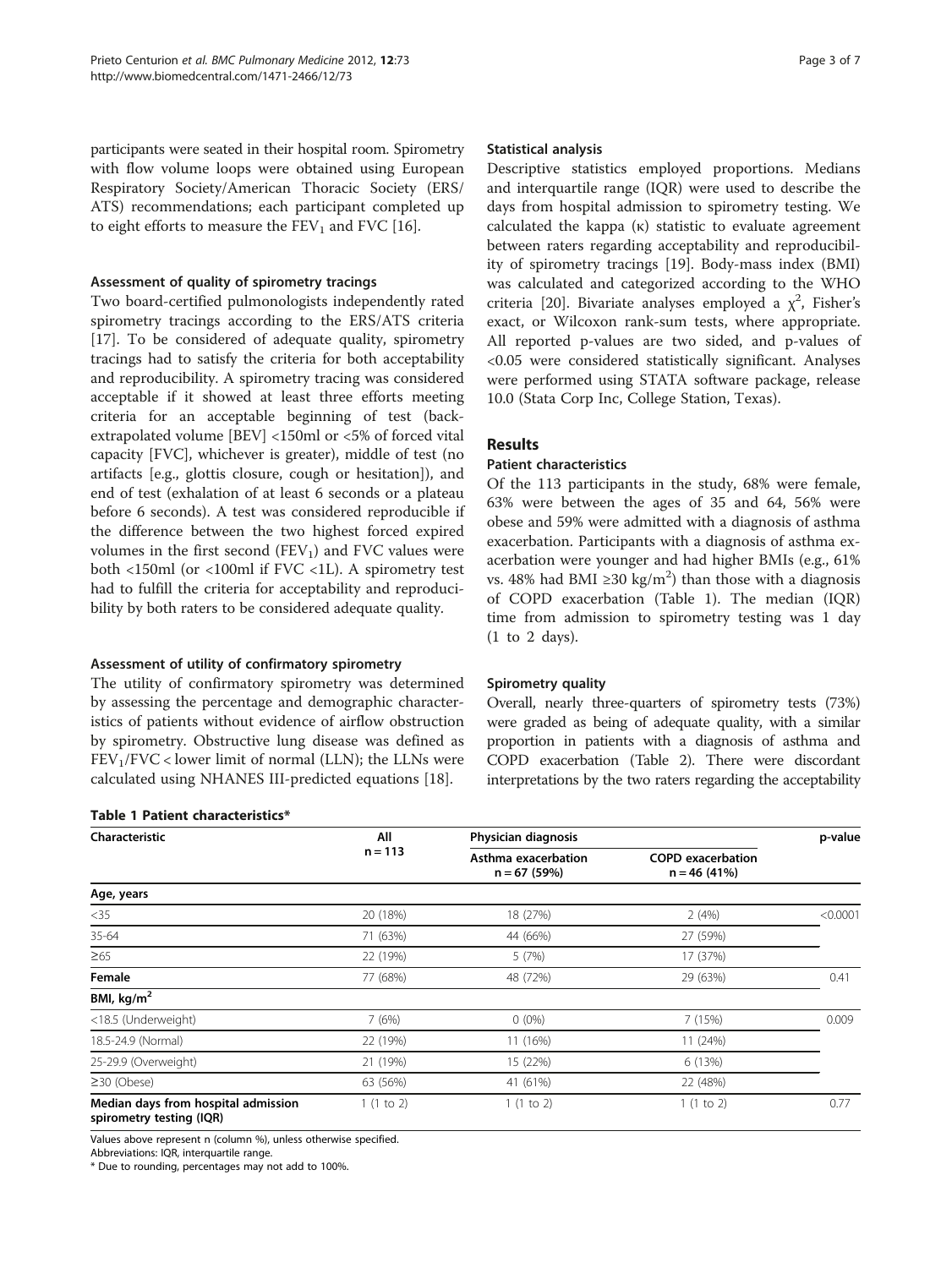participants were seated in their hospital room. Spirometry with flow volume loops were obtained using European Respiratory Society/American Thoracic Society (ERS/ATS) recommendations; each participant completed up to eight efforts to measure the $FEV_1$ and FVC [16].

### Assessment of quality of spirometry tracings

Two board-certified pulmonologists independently rated spirometry tracings according to the ERS/ATS criteria [17]. To be considered of adequate quality, spirometry tracings had to satisfy the criteria for both acceptability and reproducibility. A spirometry tracing was considered acceptable if it showed at least three efforts meeting criteria for an acceptable beginning of test (back-extrapolated volume [BEV] <150ml or <5% of forced vital capacity [FVC], whichever is greater), middle of test (no artifacts [e.g., glottis closure, cough or hesitation]), and end of test (exhalation of at least 6 seconds or a plateau before 6 seconds). A test was considered reproducible if the difference between the two highest forced expired volumes in the first second ($FEV_1$) and FVC values were both <150ml (or <100ml if FVC <1L). A spirometry test had to fulfill the criteria for acceptability and reproducibility by both raters to be considered adequate quality.

### Assessment of utility of confirmatory spirometry

The utility of confirmatory spirometry was determined by assessing the percentage and demographic characteristics of patients without evidence of airflow obstruction by spirometry. Obstructive lung disease was defined as $FEV_1$/FVC < lower limit of normal (LLN); the LLNs were calculated using NHANES III-predicted equations [18].

### Statistical analysis

Descriptive statistics employed proportions. Medians and interquartile range (IQR) were used to describe the days from hospital admission to spirometry testing. We calculated the kappa (κ) statistic to evaluate agreement between raters regarding acceptability and reproducibility of spirometry tracings [19]. Body-mass index (BMI) was calculated and categorized according to the WHO criteria [20]. Bivariate analyses employed a $\chi^2$, Fisher's exact, or Wilcoxon rank-sum tests, where appropriate. All reported p-values are two sided, and p-values of <0.05 were considered statistically significant. Analyses were performed using STATA software package, release 10.0 (Stata Corp Inc, College Station, Texas).

## Results

### Patient characteristics

Of the 113 participants in the study, 68% were female, 63% were between the ages of 35 and 64, 56% were obese and 59% were admitted with a diagnosis of asthma exacerbation. Participants with a diagnosis of asthma exacerbation were younger and had higher BMIs (e.g., 61% vs. 48% had BMI ≥30 kg/$m^2$) than those with a diagnosis of COPD exacerbation (Table 1). The median (IQR) time from admission to spirometry testing was 1 day (1 to 2 days).

### Spirometry quality

Overall, nearly three-quarters of spirometry tests (73%) were graded as being of adequate quality, with a similar proportion in patients with a diagnosis of asthma and COPD exacerbation (Table 2). There were discordant interpretations by the two raters regarding the acceptability

**Table 1 Patient characteristics***

| Characteristic | All n = 113 | Physician diagnosis | | p-value |
|---|---|---|---|---|
| | | Asthma exacerbation n = 67 (59%) | COPD exacerbation n = 46 (41%) | |
| **Age, years** | | | | |
| <35 | 20 (18%) | 18 (27%) | 2 (4%) | <0.0001 |
| 35-64 | 71 (63%) | 44 (66%) | 27 (59%) | |
| ≥65 | 22 (19%) | 5 (7%) | 17 (37%) | |
| **Female** | 77 (68%) | 48 (72%) | 29 (63%) | 0.41 |
| **BMI, kg/$m^2$** | | | | |
| <18.5 (Underweight) | 7 (6%) | 0 (0%) | 7 (15%) | 0.009 |
| 18.5-24.9 (Normal) | 22 (19%) | 11 (16%) | 11 (24%) | |
| 25-29.9 (Overweight) | 21 (19%) | 15 (22%) | 6 (13%) | |
| ≥30 (Obese) | 63 (56%) | 41 (61%) | 22 (48%) | |
| **Median days from hospital admission spirometry testing (IQR)** | 1 (1 to 2) | 1 (1 to 2) | 1 (1 to 2) | 0.77 |

Values above represent n (column %), unless otherwise specified.
Abbreviations: IQR, interquartile range.
* Due to rounding, percentages may not add to 100%.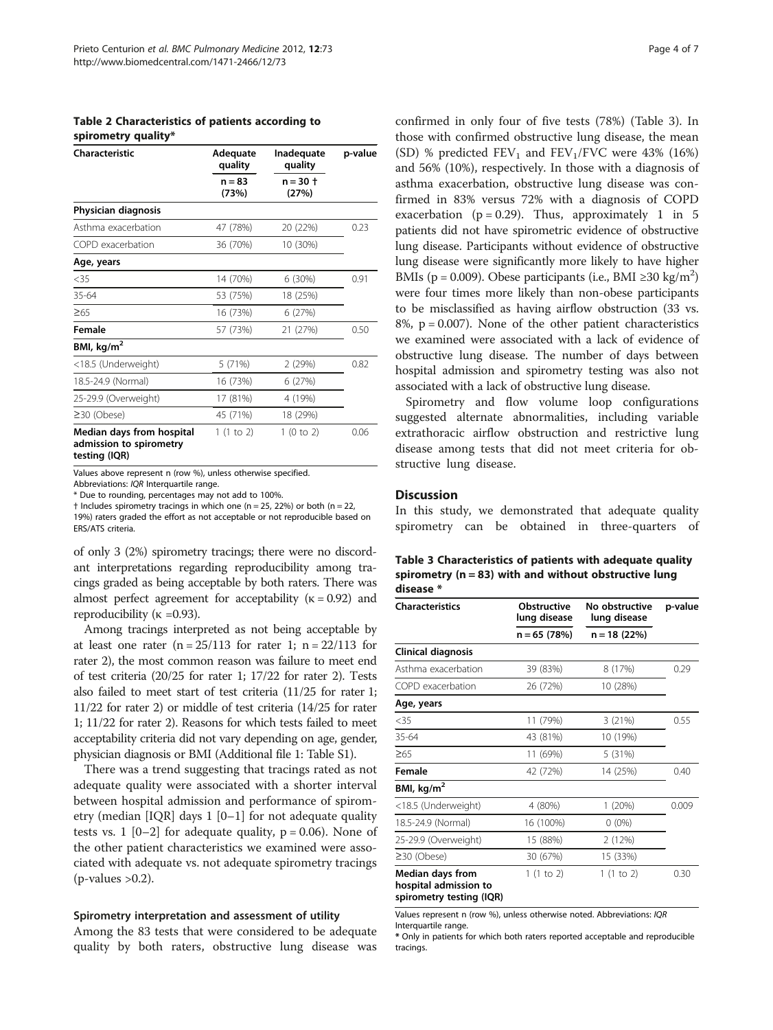**Table 2 Characteristics of patients according to spirometry quality***

| Characteristic | Adequate quality | Inadequate quality | p-value |
|---|---|---|---|
| | n = 83 (73%) | n = 30 † (27%) | |
| **Physician diagnosis** | | | |
| Asthma exacerbation | 47 (78%) | 20 (22%) | 0.23 |
| COPD exacerbation | 36 (70%) | 10 (30%) | |
| **Age, years** | | | |
| <35 | 14 (70%) | 6 (30%) | 0.91 |
| 35-64 | 53 (75%) | 18 (25%) | |
| ≥65 | 16 (73%) | 6 (27%) | |
| **Female** | 57 (73%) | 21 (27%) | 0.50 |
| **BMI, kg/m$^2$** | | | |
| <18.5 (Underweight) | 5 (71%) | 2 (29%) | 0.82 |
| 18.5-24.9 (Normal) | 16 (73%) | 6 (27%) | |
| 25-29.9 (Overweight) | 17 (81%) | 4 (19%) | |
| ≥30 (Obese) | 45 (71%) | 18 (29%) | |
| **Median days from hospital admission to spirometry testing (IQR)** | 1 (1 to 2) | 1 (0 to 2) | 0.06 |

Values above represent n (row %), unless otherwise specified.
Abbreviations: *IQR* Interquartile range.
\* Due to rounding, percentages may not add to 100%.
† Includes spirometry tracings in which one (n = 25, 22%) or both (n = 22, 19%) raters graded the effort as not acceptable or not reproducible based on ERS/ATS criteria.

of only 3 (2%) spirometry tracings; there were no discordant interpretations regarding reproducibility among tracings graded as being acceptable by both raters. There was almost perfect agreement for acceptability (κ = 0.92) and reproducibility (κ =0.93).

Among tracings interpreted as not being acceptable by at least one rater (n = 25/113 for rater 1; n = 22/113 for rater 2), the most common reason was failure to meet end of test criteria (20/25 for rater 1; 17/22 for rater 2). Tests also failed to meet start of test criteria (11/25 for rater 1; 11/22 for rater 2) or middle of test criteria (14/25 for rater 1; 11/22 for rater 2). Reasons for which tests failed to meet acceptability criteria did not vary depending on age, gender, physician diagnosis or BMI (Additional file 1: Table S1).

There was a trend suggesting that tracings rated as not adequate quality were associated with a shorter interval between hospital admission and performance of spirometry (median [IQR] days 1 [0–1] for not adequate quality tests vs. 1 [0–2] for adequate quality, p = 0.06). None of the other patient characteristics we examined were associated with adequate vs. not adequate spirometry tracings (p-values >0.2).

### Spirometry interpretation and assessment of utility

Among the 83 tests that were considered to be adequate quality by both raters, obstructive lung disease was confirmed in only four of five tests (78%) (Table 3). In those with confirmed obstructive lung disease, the mean (SD) % predicted $FEV_1$ and $FEV_1$/FVC were 43% (16%) and 56% (10%), respectively. In those with a diagnosis of asthma exacerbation, obstructive lung disease was confirmed in 83% versus 72% with a diagnosis of COPD exacerbation (p = 0.29). Thus, approximately 1 in 5 patients did not have spirometric evidence of obstructive lung disease. Participants without evidence of obstructive lung disease were significantly more likely to have higher BMIs (p = 0.009). Obese participants (i.e., BMI ≥30 kg/m$^2$) were four times more likely than non-obese participants to be misclassified as having airflow obstruction (33 vs. 8%, p = 0.007). None of the other patient characteristics we examined were associated with a lack of evidence of obstructive lung disease. The number of days between hospital admission and spirometry testing was also not associated with a lack of obstructive lung disease.

Spirometry and flow volume loop configurations suggested alternate abnormalities, including variable extrathoracic airflow obstruction and restrictive lung disease among tests that did not meet criteria for obstructive lung disease.

## Discussion

In this study, we demonstrated that adequate quality spirometry can be obtained in three-quarters of

**Table 3 Characteristics of patients with adequate quality spirometry (n = 83) with and without obstructive lung disease ***

| Characteristics | Obstructive lung disease | No obstructive lung disease | p-value |
|---|---|---|---|
| | n = 65 (78%) | n = 18 (22%) | |
| **Clinical diagnosis** | | | |
| Asthma exacerbation | 39 (83%) | 8 (17%) | 0.29 |
| COPD exacerbation | 26 (72%) | 10 (28%) | |
| **Age, years** | | | |
| <35 | 11 (79%) | 3 (21%) | 0.55 |
| 35-64 | 43 (81%) | 10 (19%) | |
| ≥65 | 11 (69%) | 5 (31%) | |
| **Female** | 42 (72%) | 14 (25%) | 0.40 |
| **BMI, kg/m$^2$** | | | |
| <18.5 (Underweight) | 4 (80%) | 1 (20%) | 0.009 |
| 18.5-24.9 (Normal) | 16 (100%) | 0 (0%) | |
| 25-29.9 (Overweight) | 15 (88%) | 2 (12%) | |
| ≥30 (Obese) | 30 (67%) | 15 (33%) | |
| **Median days from hospital admission to spirometry testing (IQR)** | 1 (1 to 2) | 1 (1 to 2) | 0.30 |

Values represent n (row %), unless otherwise noted. Abbreviations: *IQR* Interquartile range.
\* Only in patients for which both raters reported acceptable and reproducible tracings.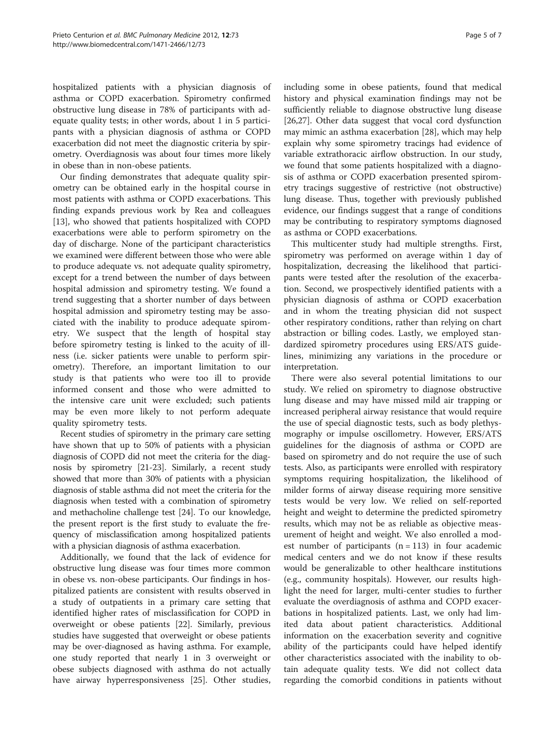hospitalized patients with a physician diagnosis of asthma or COPD exacerbation. Spirometry confirmed obstructive lung disease in 78% of participants with adequate quality tests; in other words, about 1 in 5 participants with a physician diagnosis of asthma or COPD exacerbation did not meet the diagnostic criteria by spirometry. Overdiagnosis was about four times more likely in obese than in non-obese patients.

Our finding demonstrates that adequate quality spirometry can be obtained early in the hospital course in most patients with asthma or COPD exacerbations. This finding expands previous work by Rea and colleagues [13], who showed that patients hospitalized with COPD exacerbations were able to perform spirometry on the day of discharge. None of the participant characteristics we examined were different between those who were able to produce adequate vs. not adequate quality spirometry, except for a trend between the number of days between hospital admission and spirometry testing. We found a trend suggesting that a shorter number of days between hospital admission and spirometry testing may be associated with the inability to produce adequate spirometry. We suspect that the length of hospital stay before spirometry testing is linked to the acuity of illness (i.e. sicker patients were unable to perform spirometry). Therefore, an important limitation to our study is that patients who were too ill to provide informed consent and those who were admitted to the intensive care unit were excluded; such patients may be even more likely to not perform adequate quality spirometry tests.

Recent studies of spirometry in the primary care setting have shown that up to 50% of patients with a physician diagnosis of COPD did not meet the criteria for the diagnosis by spirometry [21-23]. Similarly, a recent study showed that more than 30% of patients with a physician diagnosis of stable asthma did not meet the criteria for the diagnosis when tested with a combination of spirometry and methacholine challenge test [24]. To our knowledge, the present report is the first study to evaluate the frequency of misclassification among hospitalized patients with a physician diagnosis of asthma exacerbation.

Additionally, we found that the lack of evidence for obstructive lung disease was four times more common in obese vs. non-obese participants. Our findings in hospitalized patients are consistent with results observed in a study of outpatients in a primary care setting that identified higher rates of misclassification for COPD in overweight or obese patients [22]. Similarly, previous studies have suggested that overweight or obese patients may be over-diagnosed as having asthma. For example, one study reported that nearly 1 in 3 overweight or obese subjects diagnosed with asthma do not actually have airway hyperresponsiveness [25]. Other studies, including some in obese patients, found that medical history and physical examination findings may not be sufficiently reliable to diagnose obstructive lung disease [26,27]. Other data suggest that vocal cord dysfunction may mimic an asthma exacerbation [28], which may help explain why some spirometry tracings had evidence of variable extrathoracic airflow obstruction. In our study, we found that some patients hospitalized with a diagnosis of asthma or COPD exacerbation presented spirometry tracings suggestive of restrictive (not obstructive) lung disease. Thus, together with previously published evidence, our findings suggest that a range of conditions may be contributing to respiratory symptoms diagnosed as asthma or COPD exacerbations.

This multicenter study had multiple strengths. First, spirometry was performed on average within 1 day of hospitalization, decreasing the likelihood that participants were tested after the resolution of the exacerbation. Second, we prospectively identified patients with a physician diagnosis of asthma or COPD exacerbation and in whom the treating physician did not suspect other respiratory conditions, rather than relying on chart abstraction or billing codes. Lastly, we employed standardized spirometry procedures using ERS/ATS guidelines, minimizing any variations in the procedure or interpretation.

There were also several potential limitations to our study. We relied on spirometry to diagnose obstructive lung disease and may have missed mild air trapping or increased peripheral airway resistance that would require the use of special diagnostic tests, such as body plethysmography or impulse oscillometry. However, ERS/ATS guidelines for the diagnosis of asthma or COPD are based on spirometry and do not require the use of such tests. Also, as participants were enrolled with respiratory symptoms requiring hospitalization, the likelihood of milder forms of airway disease requiring more sensitive tests would be very low. We relied on self-reported height and weight to determine the predicted spirometry results, which may not be as reliable as objective measurement of height and weight. We also enrolled a modest number of participants (n = 113) in four academic medical centers and we do not know if these results would be generalizable to other healthcare institutions (e.g., community hospitals). However, our results highlight the need for larger, multi-center studies to further evaluate the overdiagnosis of asthma and COPD exacerbations in hospitalized patients. Last, we only had limited data about patient characteristics. Additional information on the exacerbation severity and cognitive ability of the participants could have helped identify other characteristics associated with the inability to obtain adequate quality tests. We did not collect data regarding the comorbid conditions in patients without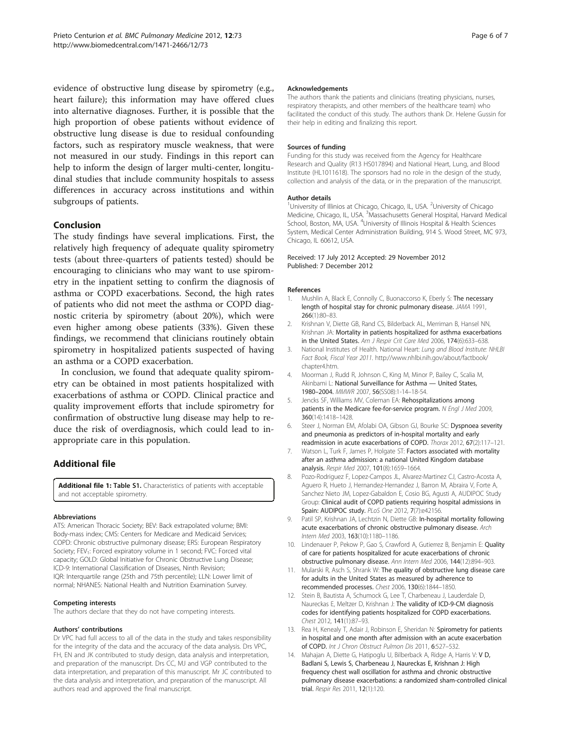evidence of obstructive lung disease by spirometry (e.g., heart failure); this information may have offered clues into alternative diagnoses. Further, it is possible that the high proportion of obese patients without evidence of obstructive lung disease is due to residual confounding factors, such as respiratory muscle weakness, that were not measured in our study. Findings in this report can help to inform the design of larger multi-center, longitudinal studies that include community hospitals to assess differences in accuracy across institutions and within subgroups of patients.

## Conclusion

The study findings have several implications. First, the relatively high frequency of adequate quality spirometry tests (about three-quarters of patients tested) should be encouraging to clinicians who may want to use spirometry in the inpatient setting to confirm the diagnosis of asthma or COPD exacerbations. Second, the high rates of patients who did not meet the asthma or COPD diagnostic criteria by spirometry (about 20%), which were even higher among obese patients (33%). Given these findings, we recommend that clinicians routinely obtain spirometry in hospitalized patients suspected of having an asthma or a COPD exacerbation.

In conclusion, we found that adequate quality spirometry can be obtained in most patients hospitalized with exacerbations of asthma or COPD. Clinical practice and quality improvement efforts that include spirometry for confirmation of obstructive lung disease may help to reduce the risk of overdiagnosis, which could lead to inappropriate care in this population.

## Additional file

**Additional file 1: Table S1.** Characteristics of patients with acceptable and not acceptable spirometry.

#### Abbreviations

ATS: American Thoracic Society; BEV: Back extrapolated volume; BMI: Body-mass index; CMS: Centers for Medicare and Medicaid Services; COPD: Chronic obstructive pulmonary disease; ERS: European Respiratory Society; $FEV_1$: Forced expiratory volume in 1 second; FVC: Forced vital capacity; GOLD: Global Initiative for Chronic Obstructive Lung Disease; ICD-9: International Classification of Diseases, Ninth Revision; IQR: Interquartile range (25th and 75th percentile); LLN: Lower limit of normal; NHANES: National Health and Nutrition Examination Survey.

#### Competing interests

The authors declare that they do not have competing interests.

#### Authors' contributions

Dr VPC had full access to all of the data in the study and takes responsibility for the integrity of the data and the accuracy of the data analysis. Drs VPC, FH, EN and JK contributed to study design, data analysis and interpretation, and preparation of the manuscript. Drs CC, MJ and VGP contributed to the data interpretation, and preparation of this manuscript. Mr JC contributed to the data analysis and interpretation, and preparation of the manuscript. All authors read and approved the final manuscript.

#### Acknowledgements

The authors thank the patients and clinicians (treating physicians, nurses, respiratory therapists, and other members of the healthcare team) who facilitated the conduct of this study. The authors thank Dr. Helene Gussin for their help in editing and finalizing this report.

#### Sources of funding

Funding for this study was received from the Agency for Healthcare Research and Quality (R13 HS017894) and National Heart, Lung, and Blood Institute (HL1011618). The sponsors had no role in the design of the study, collection and analysis of the data, or in the preparation of the manuscript.

#### Author details

[1]University of Illinios at Chicago, Chicago, IL, USA. [2]University of Chicago Medicine, Chicago, IL, USA. [3]Massachusetts General Hospital, Harvard Medical School, Boston, MA, USA. [4]University of Illinois Hospital & Health Sciences System, Medical Center Administration Building, 914 S. Wood Street, MC 973, Chicago, IL 60612, USA.

Received: 17 July 2012 Accepted: 29 November 2012
Published: 7 December 2012

#### References

1. Mushlin A, Black E, Connolly C, Buonaccorso K, Eberly S: **The necessary length of hospital stay for chronic pulmonary disease.** *JAMA* 1991, **266**(1):80–83.
2. Krishnan V, Diette GB, Rand CS, Bilderback AL, Merriman B, Hansel NN, Krishnan JA: **Mortality in patients hospitalized for asthma exacerbations in the United States.** *Am J Respir Crit Care Med* 2006, **174**(6):633–638.
3. National Institutes of Health. National Heart: *Lung and Blood Institute: NHLBI Fact Book, Fiscal Year 2011*. http://www.nhlbi.nih.gov/about/factbook/chapter4.htm.
4. Moorman J, Rudd R, Johnson C, King M, Minor P, Bailey C, Scalia M, Akinbami L: **National Surveillance for Asthma — United States, 1980–2004.** *MMWR* 2007, **56**(SS08):1-14–18-54.
5. Jencks SF, Williams MV, Coleman EA: **Rehospitalizations among patients in the Medicare fee-for-service program.** *N Engl J Med* 2009, **360**(14):1418–1428.
6. Steer J, Norman EM, Afolabi OA, Gibson GJ, Bourke SC: **Dyspnoea severity and pneumonia as predictors of in-hospital mortality and early readmission in acute exacerbations of COPD.** *Thorax* 2012, **67**(2):117–121.
7. Watson L, Turk F, James P, Holgate ST: **Factors associated with mortality after an asthma admission: a national United Kingdom database analysis.** *Respir Med* 2007, **101**(8):1659–1664.
8. Pozo-Rodriguez F, Lopez-Campos JL, Alvarez-Martinez CJ, Castro-Acosta A, Aguero R, Hueto J, Hernandez-Hernandez J, Barron M, Abraira V, Forte A, Sanchez Nieto JM, Lopez-Gabaldon E, Cosio BG, Agusti A, AUDIPOC Study Group: **Clinical audit of COPD patients requiring hospital admissions in Spain: AUDIPOC study.** *PLoS One* 2012, **7**(7):e42156.
9. Patil SP, Krishnan JA, Lechtzin N, Diette GB: **In-hospital mortality following acute exacerbations of chronic obstructive pulmonary disease.** *Arch Intern Med* 2003, **163**(10):1180–1186.
10. Lindenauer P, Pekow P, Gao S, Crawford A, Gutierrez B, Benjamin E: **Quality of care for patients hospitalized for acute exacerbations of chronic obstructive pulmonary disease.** *Ann Intern Med* 2006, **144**(12):894–903.
11. Mularski R, Asch S, Shrank W: **The quality of obstructive lung disease care for adults in the United States as measured by adherence to recommended processes.** *Chest* 2006, **130**(6):1844–1850.
12. Stein B, Bautista A, Schumock G, Lee T, Charbeneau J, Lauderdale D, Naureckas E, Meltzer D, Krishnan J: **The validity of ICD-9-CM diagnosis codes for identifying patients hospitalized for COPD exacerbations.** *Chest* 2012, **141**(1):87–93.
13. Rea H, Kenealy T, Adair J, Robinson E, Sheridan N: **Spirometry for patients in hospital and one month after admission with an acute exacerbation of COPD.** *Int J Chron Obstruct Pulmon Dis* 2011, **6**:527–532.
14. Mahajan A, Diette G, Hatipoglu U, Bilberback A, Ridge A, Harris V: **V D, Badlani S, Lewis S, Charbeneau J, Naureckas E, Krishnan J: High frequency chest wall oscillation for asthma and chronic obstructive pulmonary disease exacerbations: a randomized sham-controlled clinical trial.** *Respir Res* 2011, **12**(1):120.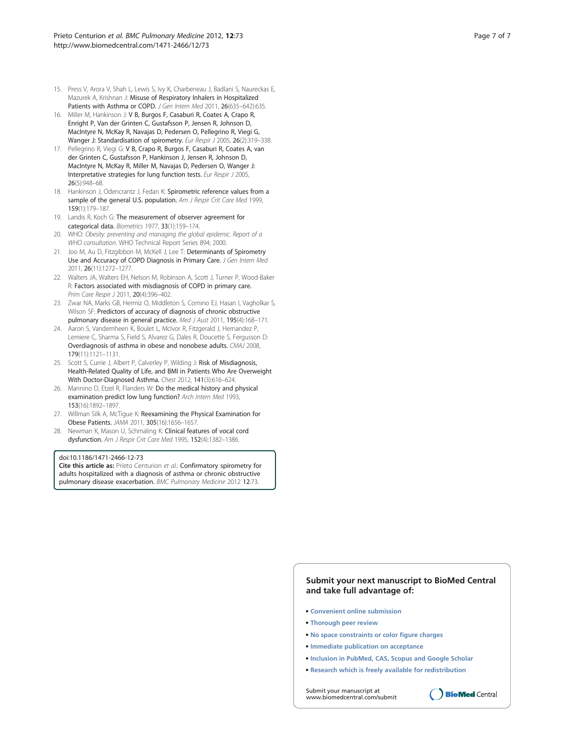15. Press V, Arora V, Shah L, Lewis S, Ivy K, Charbeneau J, Badlani S, Naureckas E, Mazurek A, Krishnan J: **Misuse of Respiratory Inhalers in Hospitalized Patients with Asthma or COPD.** *J Gen Intern Med* 2011, **26**(635–642):635.
16. Miller M, Hankinson J: **V B, Burgos F, Casaburi R, Coates A, Crapo R, Enright P, Van der Grinten C, Gustafsson P, Jensen R, Johnson D, MacIntyre N, McKay R, Navajas D, Pedersen O, Pellegrino R, Viegi G, Wanger J: Standardisation of spirometry.** *Eur Respir J* 2005, **26**(2):319–338.
17. Pellegrino R, Viegi G: **V B, Crapo R, Burgos F, Casaburi R, Coates A, van der Grinten C, Gustafsson P, Hankinson J, Jensen R, Johnson D, MacIntyre N, McKay R, Miller M, Navajas D, Pedersen O, Wanger J: Interpretative strategies for lung function tests.** *Eur Respir J* 2005, **26**(5):948–68.
18. Hankinson J, Odencrantz J, Fedan K: **Spirometric reference values from a sample of the general U.S. population.** *Am J Respir Crit Care Med* 1999, **159**(1):179–187.
19. Landis R, Koch G: **The measurement of observer agreement for categorical data.** *Biometrics* 1977, **33**(1):159–174.
20. WHO: *Obesity: preventing and managing the global epidemic. Report of a WHO consultation*. WHO Technical Report Series 894; 2000.
21. Joo M, Au D, Fitzgibbon M, McKell J, Lee T: **Determinants of Spirometry Use and Accuracy of COPD Diagnosis in Primary Care.** *J Gen Intern Med* 2011, **26**(11):1272–1277.
22. Walters JA, Walters EH, Nelson M, Robinson A, Scott J, Turner P, Wood-Baker R: **Factors associated with misdiagnosis of COPD in primary care.** *Prim Care Respir J* 2011, **20**(4):396–402.
23. Zwar NA, Marks GB, Hermiz O, Middleton S, Comino EJ, Hasan I, Vagholkar S, Wilson SF: **Predictors of accuracy of diagnosis of chronic obstructive pulmonary disease in general practice.** *Med J Aust* 2011, **195**(4):168–171.
24. Aaron S, Vandemheen K, Boulet L, McIvor R, Fitzgerald J, Hernandez P, Lemiere C, Sharma S, Field S, Alvarez G, Dales R, Doucette S, Fergusson D: **Overdiagnosis of asthma in obese and nonobese adults.** *CMAJ* 2008, **179**(11):1121–1131.
25. Scott S, Currie J, Albert P, Calverley P, Wilding J: **Risk of Misdiagnosis, Health-Related Quality of Life, and BMI in Patients Who Are Overweight With Doctor-Diagnosed Asthma.** *Chest* 2012, **141**(3):616–624.
26. Mannino D, Etzel R, Flanders W: **Do the medical history and physical examination predict low lung function?** *Arch Intern Med* 1993, **153**(16):1892–1897.
27. Willman Silk A, McTigue K: **Reexamining the Physical Examination for Obese Patients.** *JAMA* 2011, **305**(16):1656–1657.
28. Newman K, Mason U, Schmaling K: **Clinical features of vocal cord dysfunction.** *Am J Respir Crit Care Med* 1995, **152**(4):1382–1386.

doi:10.1186/1471-2466-12-73
**Cite this article as:** Prieto Centurion *et al.*: Confirmatory spirometry for adults hospitalized with a diagnosis of asthma or chronic obstructive pulmonary disease exacerbation. *BMC Pulmonary Medicine* 2012 **12**:73.

**Submit your next manuscript to BioMed Central and take full advantage of:**

- **Convenient online submission**
- **Thorough peer review**
- **No space constraints or color figure charges**
- **Immediate publication on acceptance**
- **Inclusion in PubMed, CAS, Scopus and Google Scholar**
- **Research which is freely available for redistribution**

Submit your manuscript at
www.biomedcentral.com/submit

BioMed Central